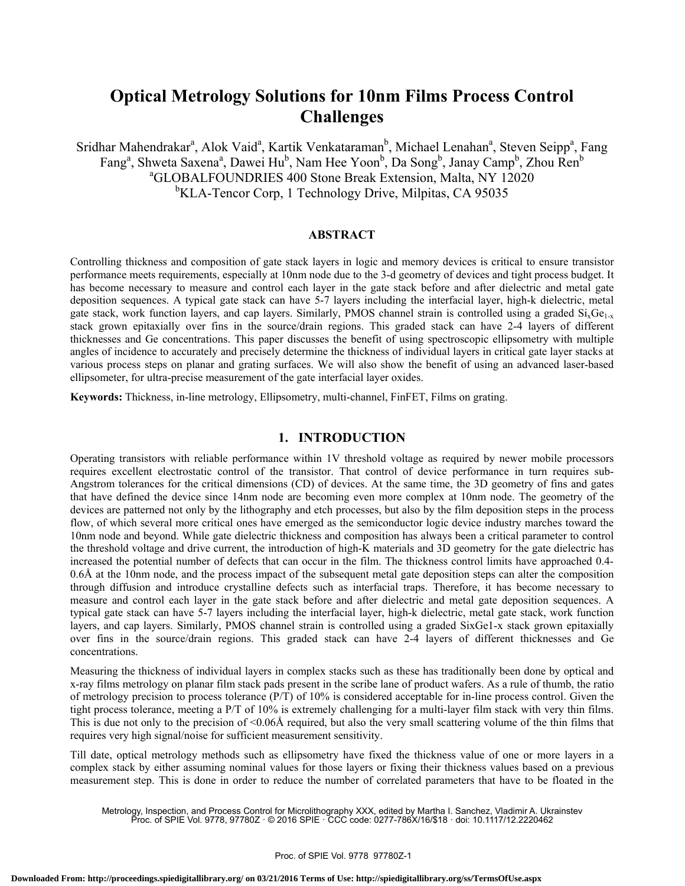# Optical Metrology Solutions for 10nm Films Process Control Challenges

Sridhar Mahendrakar[a], Alok Vaid[a], Kartik Venkataraman[b], Michael Lenahan[a], Steven Seipp[a], Fang Fang[a], Shweta Saxena[a], Dawei Hu[b], Nam Hee Yoon[b], Da Song[b], Janay Camp[b], Zhou Ren[b]

[a]GLOBALFOUNDRIES 400 Stone Break Extension, Malta, NY 12020

[b]KLA-Tencor Corp, 1 Technology Drive, Milpitas, CA 95035

## ABSTRACT

Controlling thickness and composition of gate stack layers in logic and memory devices is critical to ensure transistor performance meets requirements, especially at 10nm node due to the 3-d geometry of devices and tight process budget. It has become necessary to measure and control each layer in the gate stack before and after dielectric and metal gate deposition sequences. A typical gate stack can have 5-7 layers including the interfacial layer, high-k dielectric, metal gate stack, work function layers, and cap layers. Similarly, PMOS channel strain is controlled using a graded $Si_xGe_{1-x}$ stack grown epitaxially over fins in the source/drain regions. This graded stack can have 2-4 layers of different thicknesses and Ge concentrations. This paper discusses the benefit of using spectroscopic ellipsometry with multiple angles of incidence to accurately and precisely determine the thickness of individual layers in critical gate layer stacks at various process steps on planar and grating surfaces. We will also show the benefit of using an advanced laser-based ellipsometer, for ultra-precise measurement of the gate interfacial layer oxides.

**Keywords:** Thickness, in-line metrology, Ellipsometry, multi-channel, FinFET, Films on grating.

## 1. INTRODUCTION

Operating transistors with reliable performance within 1V threshold voltage as required by newer mobile processors requires excellent electrostatic control of the transistor. That control of device performance in turn requires sub-Angstrom tolerances for the critical dimensions (CD) of devices. At the same time, the 3D geometry of fins and gates that have defined the device since 14nm node are becoming even more complex at 10nm node. The geometry of the devices are patterned not only by the lithography and etch processes, but also by the film deposition steps in the process flow, of which several more critical ones have emerged as the semiconductor logic device industry marches toward the 10nm node and beyond. While gate dielectric thickness and composition has always been a critical parameter to control the threshold voltage and drive current, the introduction of high-K materials and 3D geometry for the gate dielectric has increased the potential number of defects that can occur in the film. The thickness control limits have approached 0.4-0.6Å at the 10nm node, and the process impact of the subsequent metal gate deposition steps can alter the composition through diffusion and introduce crystalline defects such as interfacial traps. Therefore, it has become necessary to measure and control each layer in the gate stack before and after dielectric and metal gate deposition sequences. A typical gate stack can have 5-7 layers including the interfacial layer, high-k dielectric, metal gate stack, work function layers, and cap layers. Similarly, PMOS channel strain is controlled using a graded SixGe1-x stack grown epitaxially over fins in the source/drain regions. This graded stack can have 2-4 layers of different thicknesses and Ge concentrations.

Measuring the thickness of individual layers in complex stacks such as these has traditionally been done by optical and x-ray films metrology on planar film stack pads present in the scribe lane of product wafers. As a rule of thumb, the ratio of metrology precision to process tolerance (P/T) of 10% is considered acceptable for in-line process control. Given the tight process tolerance, meeting a P/T of 10% is extremely challenging for a multi-layer film stack with very thin films. This is due not only to the precision of <0.06Å required, but also the very small scattering volume of the thin films that requires very high signal/noise for sufficient measurement sensitivity.

Till date, optical metrology methods such as ellipsometry have fixed the thickness value of one or more layers in a complex stack by either assuming nominal values for those layers or fixing their thickness values based on a previous measurement step. This is done in order to reduce the number of correlated parameters that have to be floated in the

Metrology, Inspection, and Process Control for Microlithography XXX, edited by Martha I. Sanchez, Vladimir A. Ukrainstev
Proc. of SPIE Vol. 9778, 97780Z · © 2016 SPIE · CCC code: 0277-786X/16/$18 · doi: 10.1117/12.2220462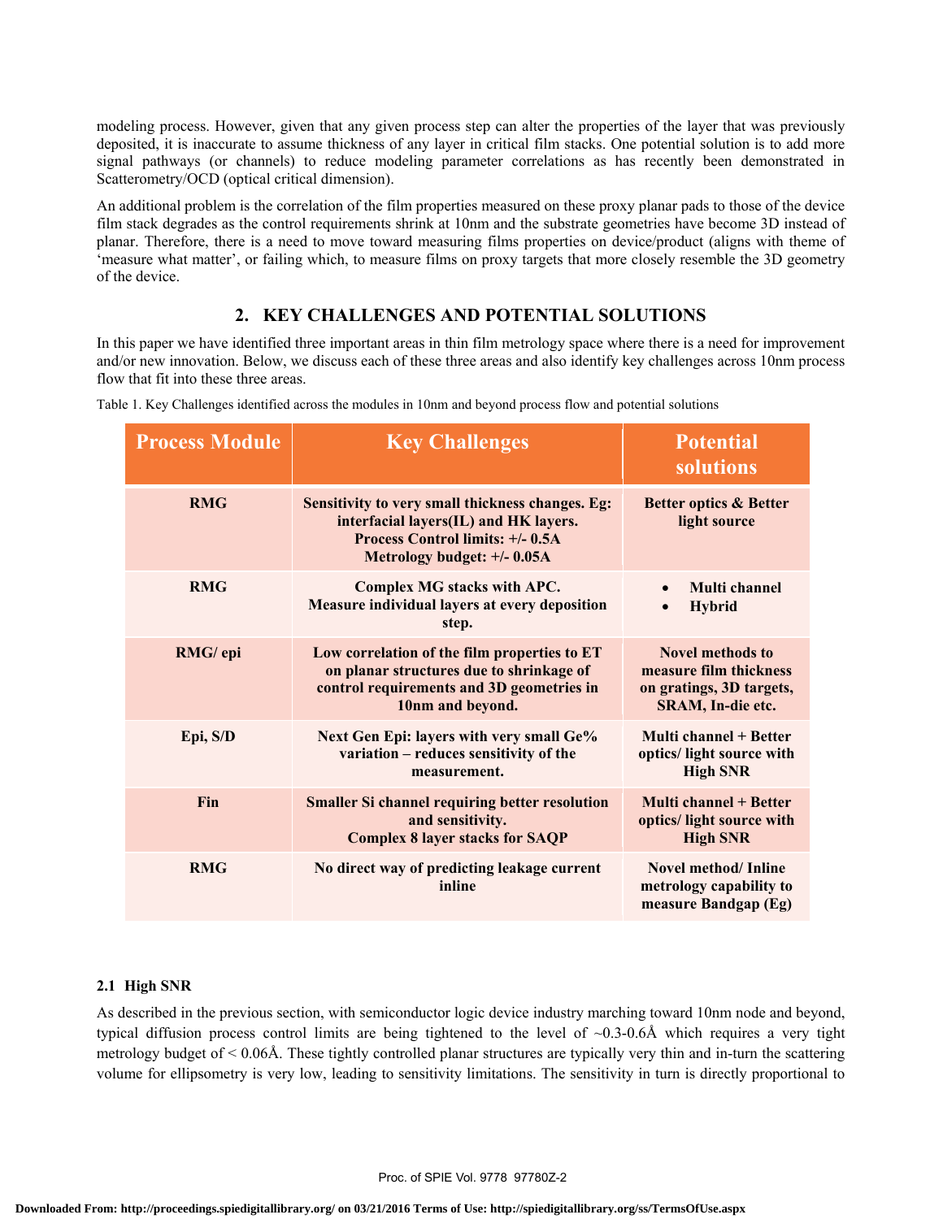modeling process. However, given that any given process step can alter the properties of the layer that was previously deposited, it is inaccurate to assume thickness of any layer in critical film stacks. One potential solution is to add more signal pathways (or channels) to reduce modeling parameter correlations as has recently been demonstrated in Scatterometry/OCD (optical critical dimension).

An additional problem is the correlation of the film properties measured on these proxy planar pads to those of the device film stack degrades as the control requirements shrink at 10nm and the substrate geometries have become 3D instead of planar. Therefore, there is a need to move toward measuring films properties on device/product (aligns with theme of 'measure what matter', or failing which, to measure films on proxy targets that more closely resemble the 3D geometry of the device.

## 2. KEY CHALLENGES AND POTENTIAL SOLUTIONS

In this paper we have identified three important areas in thin film metrology space where there is a need for improvement and/or new innovation. Below, we discuss each of these three areas and also identify key challenges across 10nm process flow that fit into these three areas.

Table 1. Key Challenges identified across the modules in 10nm and beyond process flow and potential solutions

| Process Module | Key Challenges | Potential solutions |
|---|---|---|
| **RMG** | **Sensitivity to very small thickness changes. Eg: interfacial layers(IL) and HK layers. Process Control limits: +/- 0.5A Metrology budget: +/- 0.05A** | **Better optics & Better light source** |
| **RMG** | **Complex MG stacks with APC. Measure individual layers at every deposition step.** | • **Multi channel** • **Hybrid** |
| **RMG/ epi** | **Low correlation of the film properties to ET on planar structures due to shrinkage of control requirements and 3D geometries in 10nm and beyond.** | **Novel methods to measure film thickness on gratings, 3D targets, SRAM, In-die etc.** |
| **Epi, S/D** | **Next Gen Epi: layers with very small Ge% variation – reduces sensitivity of the measurement.** | **Multi channel + Better optics/ light source with High SNR** |
| **Fin** | **Smaller Si channel requiring better resolution and sensitivity. Complex 8 layer stacks for SAQP** | **Multi channel + Better optics/ light source with High SNR** |
| **RMG** | **No direct way of predicting leakage current inline** | **Novel method/ Inline metrology capability to measure Bandgap (Eg)** |

### 2.1 High SNR

As described in the previous section, with semiconductor logic device industry marching toward 10nm node and beyond, typical diffusion process control limits are being tightened to the level of ~0.3-0.6Å which requires a very tight metrology budget of < 0.06Å. These tightly controlled planar structures are typically very thin and in-turn the scattering volume for ellipsometry is very low, leading to sensitivity limitations. The sensitivity in turn is directly proportional to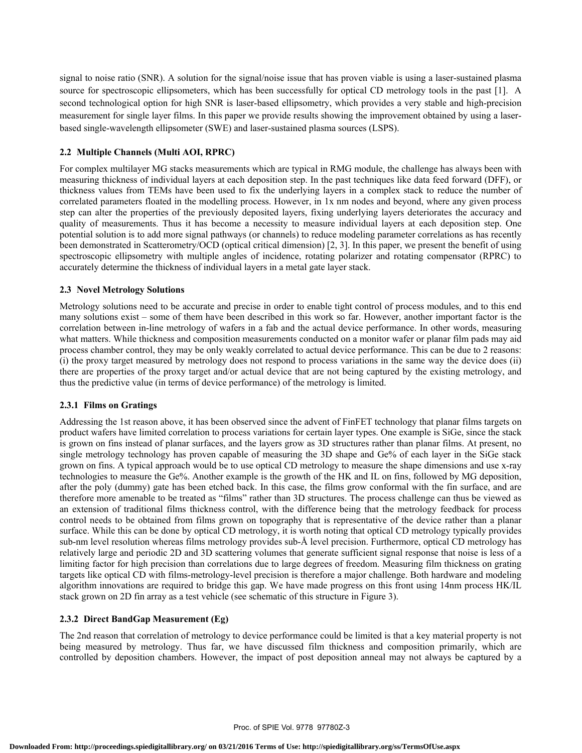signal to noise ratio (SNR). A solution for the signal/noise issue that has proven viable is using a laser-sustained plasma source for spectroscopic ellipsometers, which has been successfully for optical CD metrology tools in the past [1]. A second technological option for high SNR is laser-based ellipsometry, which provides a very stable and high-precision measurement for single layer films. In this paper we provide results showing the improvement obtained by using a laser-based single-wavelength ellipsometer (SWE) and laser-sustained plasma sources (LSPS).

### 2.2 Multiple Channels (Multi AOI, RPRC)

For complex multilayer MG stacks measurements which are typical in RMG module, the challenge has always been with measuring thickness of individual layers at each deposition step. In the past techniques like data feed forward (DFF), or thickness values from TEMs have been used to fix the underlying layers in a complex stack to reduce the number of correlated parameters floated in the modelling process. However, in 1x nm nodes and beyond, where any given process step can alter the properties of the previously deposited layers, fixing underlying layers deteriorates the accuracy and quality of measurements. Thus it has become a necessity to measure individual layers at each deposition step. One potential solution is to add more signal pathways (or channels) to reduce modeling parameter correlations as has recently been demonstrated in Scatterometry/OCD (optical critical dimension) [2, 3]. In this paper, we present the benefit of using spectroscopic ellipsometry with multiple angles of incidence, rotating polarizer and rotating compensator (RPRC) to accurately determine the thickness of individual layers in a metal gate layer stack.

### 2.3 Novel Metrology Solutions

Metrology solutions need to be accurate and precise in order to enable tight control of process modules, and to this end many solutions exist – some of them have been described in this work so far. However, another important factor is the correlation between in-line metrology of wafers in a fab and the actual device performance. In other words, measuring what matters. While thickness and composition measurements conducted on a monitor wafer or planar film pads may aid process chamber control, they may be only weakly correlated to actual device performance. This can be due to 2 reasons: (i) the proxy target measured by metrology does not respond to process variations in the same way the device does (ii) there are properties of the proxy target and/or actual device that are not being captured by the existing metrology, and thus the predictive value (in terms of device performance) of the metrology is limited.

#### 2.3.1 Films on Gratings

Addressing the 1st reason above, it has been observed since the advent of FinFET technology that planar films targets on product wafers have limited correlation to process variations for certain layer types. One example is SiGe, since the stack is grown on fins instead of planar surfaces, and the layers grow as 3D structures rather than planar films. At present, no single metrology technology has proven capable of measuring the 3D shape and Ge% of each layer in the SiGe stack grown on fins. A typical approach would be to use optical CD metrology to measure the shape dimensions and use x-ray technologies to measure the Ge%. Another example is the growth of the HK and IL on fins, followed by MG deposition, after the poly (dummy) gate has been etched back. In this case, the films grow conformal with the fin surface, and are therefore more amenable to be treated as "films" rather than 3D structures. The process challenge can thus be viewed as an extension of traditional films thickness control, with the difference being that the metrology feedback for process control needs to be obtained from films grown on topography that is representative of the device rather than a planar surface. While this can be done by optical CD metrology, it is worth noting that optical CD metrology typically provides sub-nm level resolution whereas films metrology provides sub-Å level precision. Furthermore, optical CD metrology has relatively large and periodic 2D and 3D scattering volumes that generate sufficient signal response that noise is less of a limiting factor for high precision than correlations due to large degrees of freedom. Measuring film thickness on grating targets like optical CD with films-metrology-level precision is therefore a major challenge. Both hardware and modeling algorithm innovations are required to bridge this gap. We have made progress on this front using 14nm process HK/IL stack grown on 2D fin array as a test vehicle (see schematic of this structure in Figure 3).

#### 2.3.2 Direct BandGap Measurement (Eg)

The 2nd reason that correlation of metrology to device performance could be limited is that a key material property is not being measured by metrology. Thus far, we have discussed film thickness and composition primarily, which are controlled by deposition chambers. However, the impact of post deposition anneal may not always be captured by a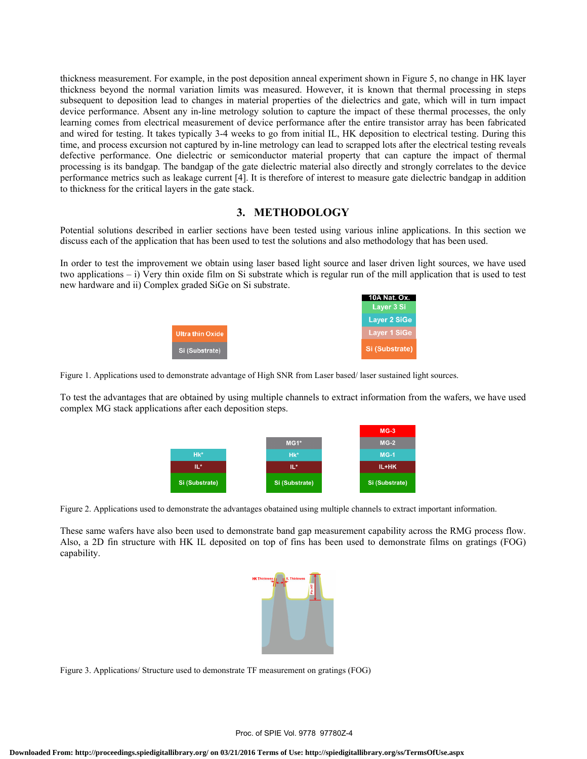thickness measurement. For example, in the post deposition anneal experiment shown in Figure 5, no change in HK layer thickness beyond the normal variation limits was measured. However, it is known that thermal processing in steps subsequent to deposition lead to changes in material properties of the dielectrics and gate, which will in turn impact device performance. Absent any in-line metrology solution to capture the impact of these thermal processes, the only learning comes from electrical measurement of device performance after the entire transistor array has been fabricated and wired for testing. It takes typically 3-4 weeks to go from initial IL, HK deposition to electrical testing. During this time, and process excursion not captured by in-line metrology can lead to scrapped lots after the electrical testing reveals defective performance. One dielectric or semiconductor material property that can capture the impact of thermal processing is its bandgap. The bandgap of the gate dielectric material also directly and strongly correlates to the device performance metrics such as leakage current [4]. It is therefore of interest to measure gate dielectric bandgap in addition to thickness for the critical layers in the gate stack.

## 3. METHODOLOGY

Potential solutions described in earlier sections have been tested using various inline applications. In this section we discuss each of the application that has been used to test the solutions and also methodology that has been used.

In order to test the improvement we obtain using laser based light source and laser driven light sources, we have used two applications – i) Very thin oxide film on Si substrate which is regular run of the mill application that is used to test new hardware and ii) Complex graded SiGe on Si substrate.

Figure 1. Applications used to demonstrate advantage of High SNR from Laser based/ laser sustained light sources.

To test the advantages that are obtained by using multiple channels to extract information from the wafers, we have used complex MG stack applications after each deposition steps.

Figure 2. Applications used to demonstrate the advantages obatained using multiple channels to extract important information.

These same wafers have also been used to demonstrate band gap measurement capability across the RMG process flow. Also, a 2D fin structure with HK IL deposited on top of fins has been used to demonstrate films on gratings (FOG) capability.

Figure 3. Applications/ Structure used to demonstrate TF measurement on gratings (FOG)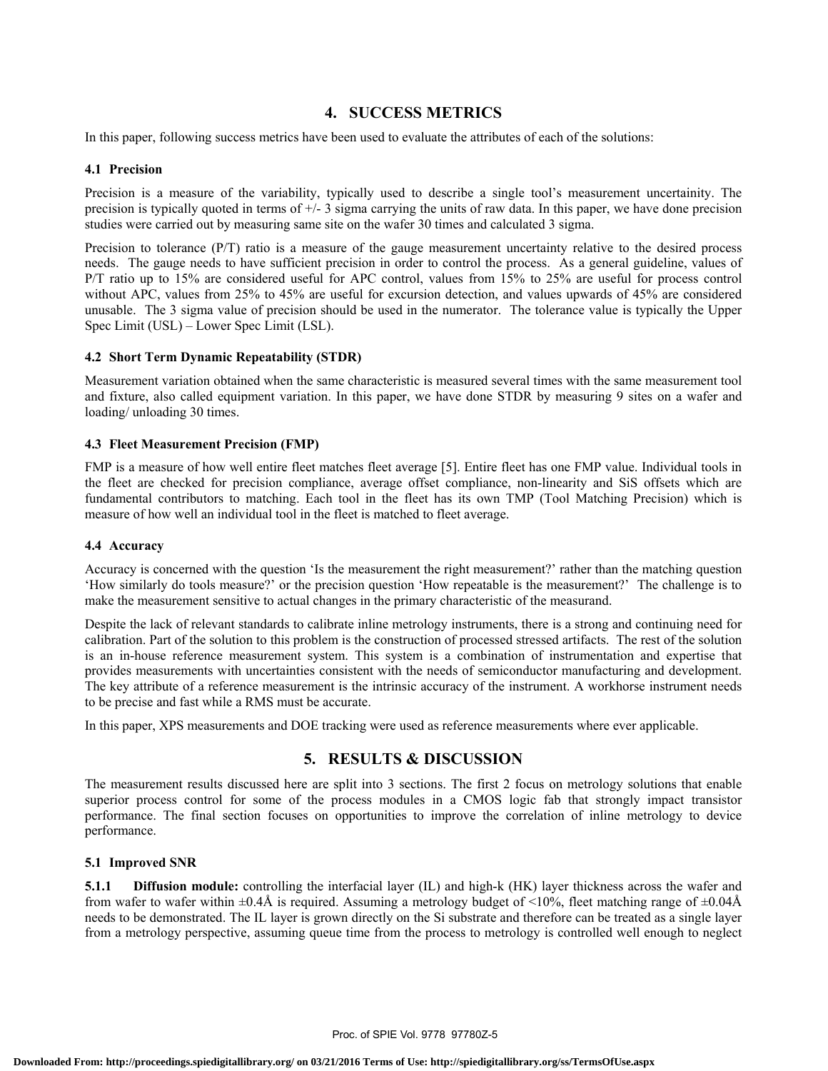# 4. SUCCESS METRICS

In this paper, following success metrics have been used to evaluate the attributes of each of the solutions:

### 4.1 Precision

Precision is a measure of the variability, typically used to describe a single tool's measurement uncertainity. The precision is typically quoted in terms of +/- 3 sigma carrying the units of raw data. In this paper, we have done precision studies were carried out by measuring same site on the wafer 30 times and calculated 3 sigma.

Precision to tolerance (P/T) ratio is a measure of the gauge measurement uncertainty relative to the desired process needs. The gauge needs to have sufficient precision in order to control the process. As a general guideline, values of P/T ratio up to 15% are considered useful for APC control, values from 15% to 25% are useful for process control without APC, values from 25% to 45% are useful for excursion detection, and values upwards of 45% are considered unusable. The 3 sigma value of precision should be used in the numerator. The tolerance value is typically the Upper Spec Limit (USL) – Lower Spec Limit (LSL).

### 4.2 Short Term Dynamic Repeatability (STDR)

Measurement variation obtained when the same characteristic is measured several times with the same measurement tool and fixture, also called equipment variation. In this paper, we have done STDR by measuring 9 sites on a wafer and loading/ unloading 30 times.

### 4.3 Fleet Measurement Precision (FMP)

FMP is a measure of how well entire fleet matches fleet average [5]. Entire fleet has one FMP value. Individual tools in the fleet are checked for precision compliance, average offset compliance, non-linearity and SiS offsets which are fundamental contributors to matching. Each tool in the fleet has its own TMP (Tool Matching Precision) which is measure of how well an individual tool in the fleet is matched to fleet average.

### 4.4 Accuracy

Accuracy is concerned with the question 'Is the measurement the right measurement?' rather than the matching question 'How similarly do tools measure?' or the precision question 'How repeatable is the measurement?' The challenge is to make the measurement sensitive to actual changes in the primary characteristic of the measurand.

Despite the lack of relevant standards to calibrate inline metrology instruments, there is a strong and continuing need for calibration. Part of the solution to this problem is the construction of processed stressed artifacts. The rest of the solution is an in-house reference measurement system. This system is a combination of instrumentation and expertise that provides measurements with uncertainties consistent with the needs of semiconductor manufacturing and development. The key attribute of a reference measurement is the intrinsic accuracy of the instrument. A workhorse instrument needs to be precise and fast while a RMS must be accurate.

In this paper, XPS measurements and DOE tracking were used as reference measurements where ever applicable.

# 5. RESULTS & DISCUSSION

The measurement results discussed here are split into 3 sections. The first 2 focus on metrology solutions that enable superior process control for some of the process modules in a CMOS logic fab that strongly impact transistor performance. The final section focuses on opportunities to improve the correlation of inline metrology to device performance.

### 5.1 Improved SNR

**5.1.1 Diffusion module:** controlling the interfacial layer (IL) and high-k (HK) layer thickness across the wafer and from wafer to wafer within ±0.4Å is required. Assuming a metrology budget of <10%, fleet matching range of ±0.04Å needs to be demonstrated. The IL layer is grown directly on the Si substrate and therefore can be treated as a single layer from a metrology perspective, assuming queue time from the process to metrology is controlled well enough to neglect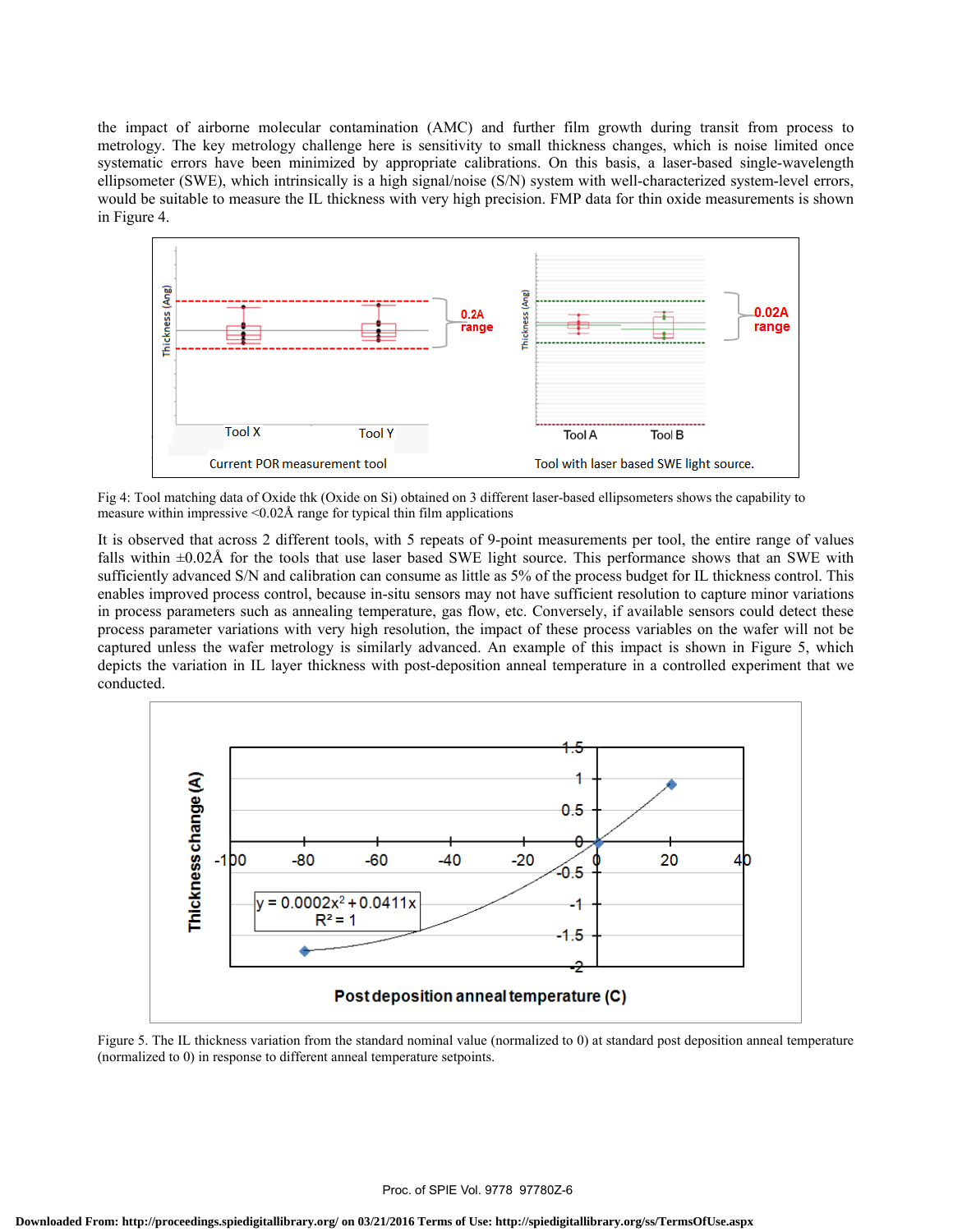the impact of airborne molecular contamination (AMC) and further film growth during transit from process to metrology. The key metrology challenge here is sensitivity to small thickness changes, which is noise limited once systematic errors have been minimized by appropriate calibrations. On this basis, a laser-based single-wavelength ellipsometer (SWE), which intrinsically is a high signal/noise (S/N) system with well-characterized system-level errors, would be suitable to measure the IL thickness with very high precision. FMP data for thin oxide measurements is shown in Figure 4.

Fig 4: Tool matching data of Oxide thk (Oxide on Si) obtained on 3 different laser-based ellipsometers shows the capability to measure within impressive <0.02Å range for typical thin film applications

It is observed that across 2 different tools, with 5 repeats of 9-point measurements per tool, the entire range of values falls within ±0.02Å for the tools that use laser based SWE light source. This performance shows that an SWE with sufficiently advanced S/N and calibration can consume as little as 5% of the process budget for IL thickness control. This enables improved process control, because in-situ sensors may not have sufficient resolution to capture minor variations in process parameters such as annealing temperature, gas flow, etc. Conversely, if available sensors could detect these process parameter variations with very high resolution, the impact of these process variables on the wafer will not be captured unless the wafer metrology is similarly advanced. An example of this impact is shown in Figure 5, which depicts the variation in IL layer thickness with post-deposition anneal temperature in a controlled experiment that we conducted.

Figure 5. The IL thickness variation from the standard nominal value (normalized to 0) at standard post deposition anneal temperature (normalized to 0) in response to different anneal temperature setpoints.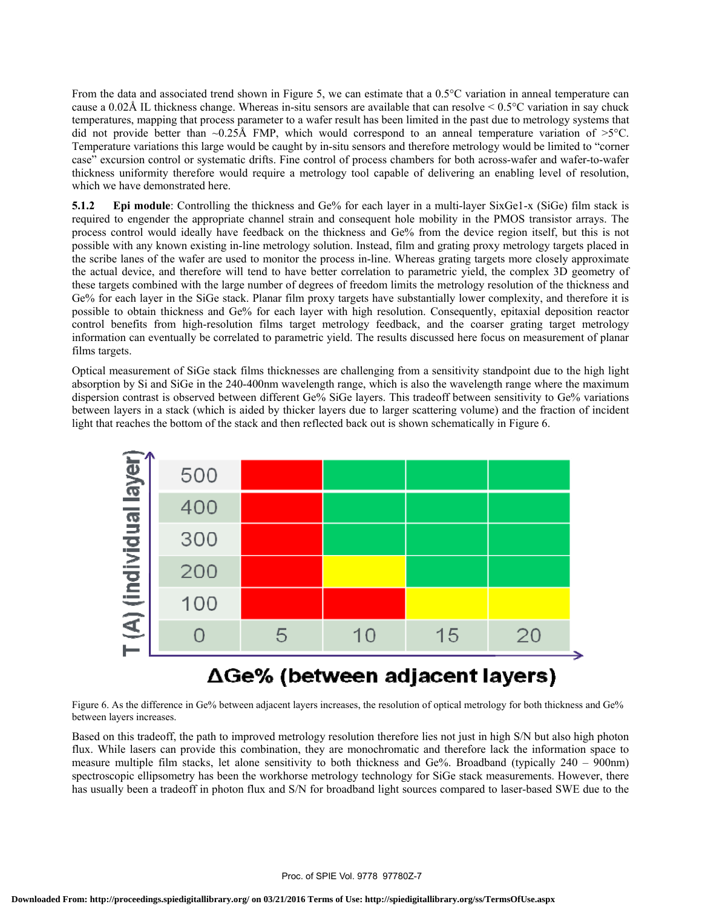From the data and associated trend shown in Figure 5, we can estimate that a 0.5°C variation in anneal temperature can cause a 0.02Å IL thickness change. Whereas in-situ sensors are available that can resolve < 0.5°C variation in say chuck temperatures, mapping that process parameter to a wafer result has been limited in the past due to metrology systems that did not provide better than ~0.25Å FMP, which would correspond to an anneal temperature variation of >5°C. Temperature variations this large would be caught by in-situ sensors and therefore metrology would be limited to "corner case" excursion control or systematic drifts. Fine control of process chambers for both across-wafer and wafer-to-wafer thickness uniformity therefore would require a metrology tool capable of delivering an enabling level of resolution, which we have demonstrated here.

**5.1.2 Epi module**: Controlling the thickness and Ge% for each layer in a multi-layer $Si_xGe_{1-x}$ (SiGe) film stack is required to engender the appropriate channel strain and consequent hole mobility in the PMOS transistor arrays. The process control would ideally have feedback on the thickness and Ge% from the device region itself, but this is not possible with any known existing in-line metrology solution. Instead, film and grating proxy metrology targets placed in the scribe lanes of the wafer are used to monitor the process in-line. Whereas grating targets more closely approximate the actual device, and therefore will tend to have better correlation to parametric yield, the complex 3D geometry of these targets combined with the large number of degrees of freedom limits the metrology resolution of the thickness and Ge% for each layer in the SiGe stack. Planar film proxy targets have substantially lower complexity, and therefore it is possible to obtain thickness and Ge% for each layer with high resolution. Consequently, epitaxial deposition reactor control benefits from high-resolution films target metrology feedback, and the coarser grating target metrology information can eventually be correlated to parametric yield. The results discussed here focus on measurement of planar films targets.

Optical measurement of SiGe stack films thicknesses are challenging from a sensitivity standpoint due to the high light absorption by Si and SiGe in the 240-400nm wavelength range, which is also the wavelength range where the maximum dispersion contrast is observed between different Ge% SiGe layers. This tradeoff between sensitivity to Ge% variations between layers in a stack (which is aided by thicker layers due to larger scattering volume) and the fraction of incident light that reaches the bottom of the stack and then reflected back out is shown schematically in Figure 6.

Figure 6. As the difference in Ge% between adjacent layers increases, the resolution of optical metrology for both thickness and Ge% between layers increases.

Based on this tradeoff, the path to improved metrology resolution therefore lies not just in high S/N but also high photon flux. While lasers can provide this combination, they are monochromatic and therefore lack the information space to measure multiple film stacks, let alone sensitivity to both thickness and Ge%. Broadband (typically 240 – 900nm) spectroscopic ellipsometry has been the workhorse metrology technology for SiGe stack measurements. However, there has usually been a tradeoff in photon flux and S/N for broadband light sources compared to laser-based SWE due to the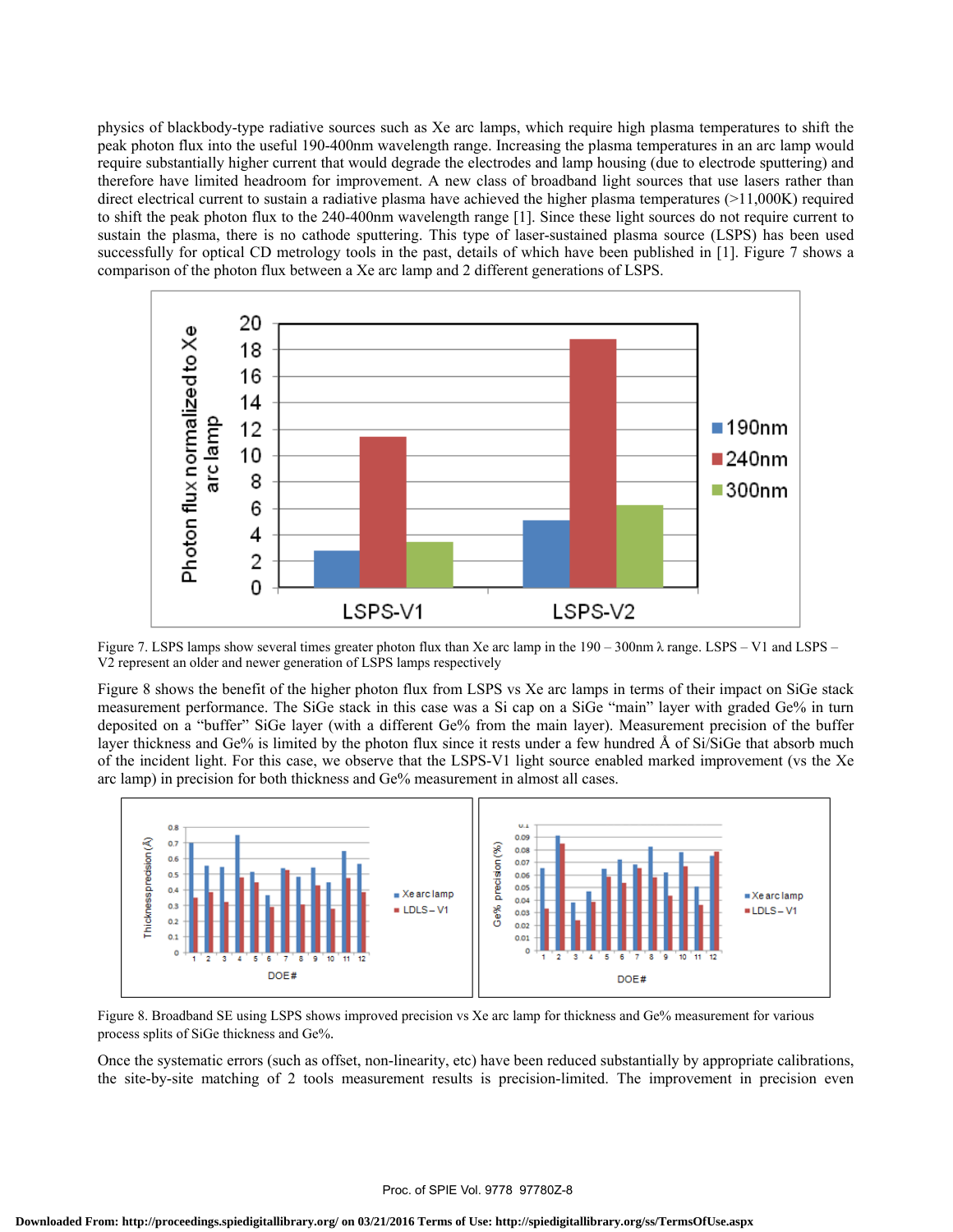physics of blackbody-type radiative sources such as Xe arc lamps, which require high plasma temperatures to shift the peak photon flux into the useful 190-400nm wavelength range. Increasing the plasma temperatures in an arc lamp would require substantially higher current that would degrade the electrodes and lamp housing (due to electrode sputtering) and therefore have limited headroom for improvement. A new class of broadband light sources that use lasers rather than direct electrical current to sustain a radiative plasma have achieved the higher plasma temperatures (>11,000K) required to shift the peak photon flux to the 240-400nm wavelength range [1]. Since these light sources do not require current to sustain the plasma, there is no cathode sputtering. This type of laser-sustained plasma source (LSPS) has been used successfully for optical CD metrology tools in the past, details of which have been published in [1]. Figure 7 shows a comparison of the photon flux between a Xe arc lamp and 2 different generations of LSPS.

Figure 7. LSPS lamps show several times greater photon flux than Xe arc lamp in the 190 – 300nm λ range. LSPS – V1 and LSPS – V2 represent an older and newer generation of LSPS lamps respectively

Figure 8 shows the benefit of the higher photon flux from LSPS vs Xe arc lamps in terms of their impact on SiGe stack measurement performance. The SiGe stack in this case was a Si cap on a SiGe "main" layer with graded Ge% in turn deposited on a "buffer" SiGe layer (with a different Ge% from the main layer). Measurement precision of the buffer layer thickness and Ge% is limited by the photon flux since it rests under a few hundred Å of Si/SiGe that absorb much of the incident light. For this case, we observe that the LSPS-V1 light source enabled marked improvement (vs the Xe arc lamp) in precision for both thickness and Ge% measurement in almost all cases.

Figure 8. Broadband SE using LSPS shows improved precision vs Xe arc lamp for thickness and Ge% measurement for various process splits of SiGe thickness and Ge%.

Once the systematic errors (such as offset, non-linearity, etc) have been reduced substantially by appropriate calibrations, the site-by-site matching of 2 tools measurement results is precision-limited. The improvement in precision even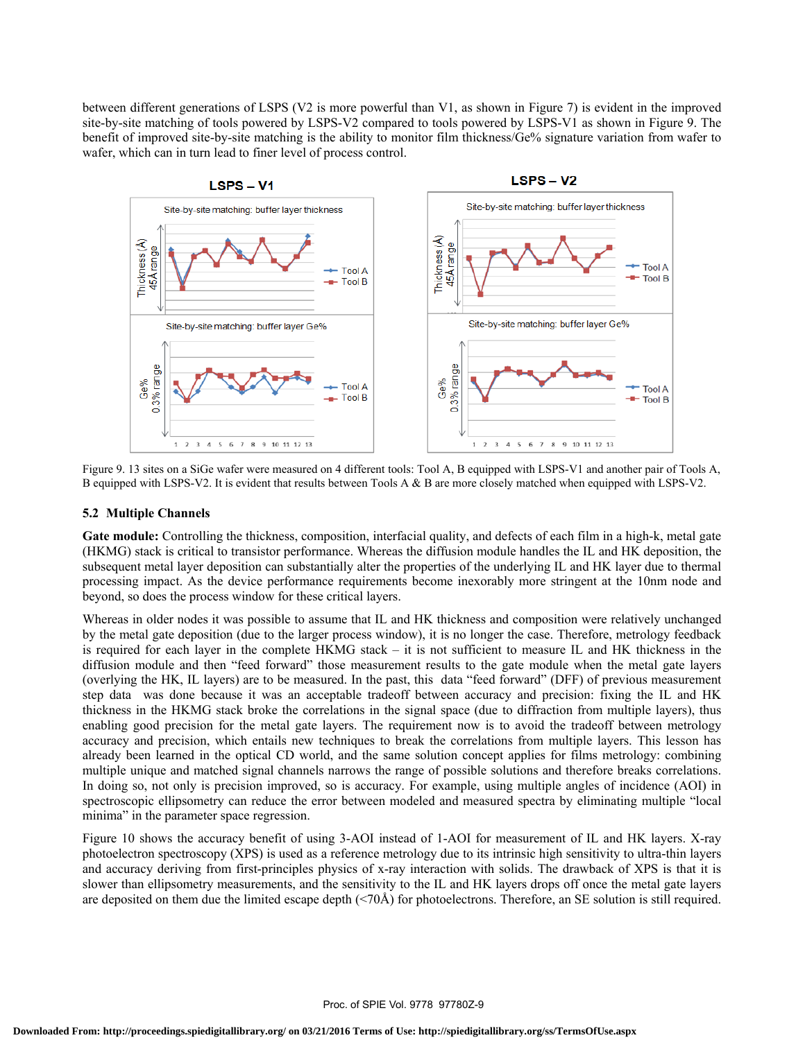between different generations of LSPS (V2 is more powerful than V1, as shown in Figure 7) is evident in the improved site-by-site matching of tools powered by LSPS-V2 compared to tools powered by LSPS-V1 as shown in Figure 9. The benefit of improved site-by-site matching is the ability to monitor film thickness/Ge% signature variation from wafer to wafer, which can in turn lead to finer level of process control.

LSPS – V1

Site-by-site matching: buffer layer thickness

Thickness (Å) 45Å range

Tool A
Tool B

Site-by-site matching: buffer layer Ge%

Ge% 0.3% range

Tool A
Tool B

1 2 3 4 5 6 7 8 9 10 11 12 13

LSPS – V2

Site-by-site matching: buffer layer thickness

Thickness (Å) 45Å range

Tool A
Tool B

Site-by-site matching: buffer layer Ge%

Ge% 0.3% range

Tool A
Tool B

1 2 3 4 5 6 7 8 9 10 11 12 13

Figure 9. 13 sites on a SiGe wafer were measured on 4 different tools: Tool A, B equipped with LSPS-V1 and another pair of Tools A, B equipped with LSPS-V2. It is evident that results between Tools A & B are more closely matched when equipped with LSPS-V2.

## 5.2 Multiple Channels

**Gate module:** Controlling the thickness, composition, interfacial quality, and defects of each film in a high-k, metal gate (HKMG) stack is critical to transistor performance. Whereas the diffusion module handles the IL and HK deposition, the subsequent metal layer deposition can substantially alter the properties of the underlying IL and HK layer due to thermal processing impact. As the device performance requirements become inexorably more stringent at the 10nm node and beyond, so does the process window for these critical layers.

Whereas in older nodes it was possible to assume that IL and HK thickness and composition were relatively unchanged by the metal gate deposition (due to the larger process window), it is no longer the case. Therefore, metrology feedback is required for each layer in the complete HKMG stack – it is not sufficient to measure IL and HK thickness in the diffusion module and then "feed forward" those measurement results to the gate module when the metal gate layers (overlying the HK, IL layers) are to be measured. In the past, this data "feed forward" (DFF) of previous measurement step data was done because it was an acceptable tradeoff between accuracy and precision: fixing the IL and HK thickness in the HKMG stack broke the correlations in the signal space (due to diffraction from multiple layers), thus enabling good precision for the metal gate layers. The requirement now is to avoid the tradeoff between metrology accuracy and precision, which entails new techniques to break the correlations from multiple layers. This lesson has already been learned in the optical CD world, and the same solution concept applies for films metrology: combining multiple unique and matched signal channels narrows the range of possible solutions and therefore breaks correlations. In doing so, not only is precision improved, so is accuracy. For example, using multiple angles of incidence (AOI) in spectroscopic ellipsometry can reduce the error between modeled and measured spectra by eliminating multiple "local minima" in the parameter space regression.

Figure 10 shows the accuracy benefit of using 3-AOI instead of 1-AOI for measurement of IL and HK layers. X-ray photoelectron spectroscopy (XPS) is used as a reference metrology due to its intrinsic high sensitivity to ultra-thin layers and accuracy deriving from first-principles physics of x-ray interaction with solids. The drawback of XPS is that it is slower than ellipsometry measurements, and the sensitivity to the IL and HK layers drops off once the metal gate layers are deposited on them due the limited escape depth (<70Å) for photoelectrons. Therefore, an SE solution is still required.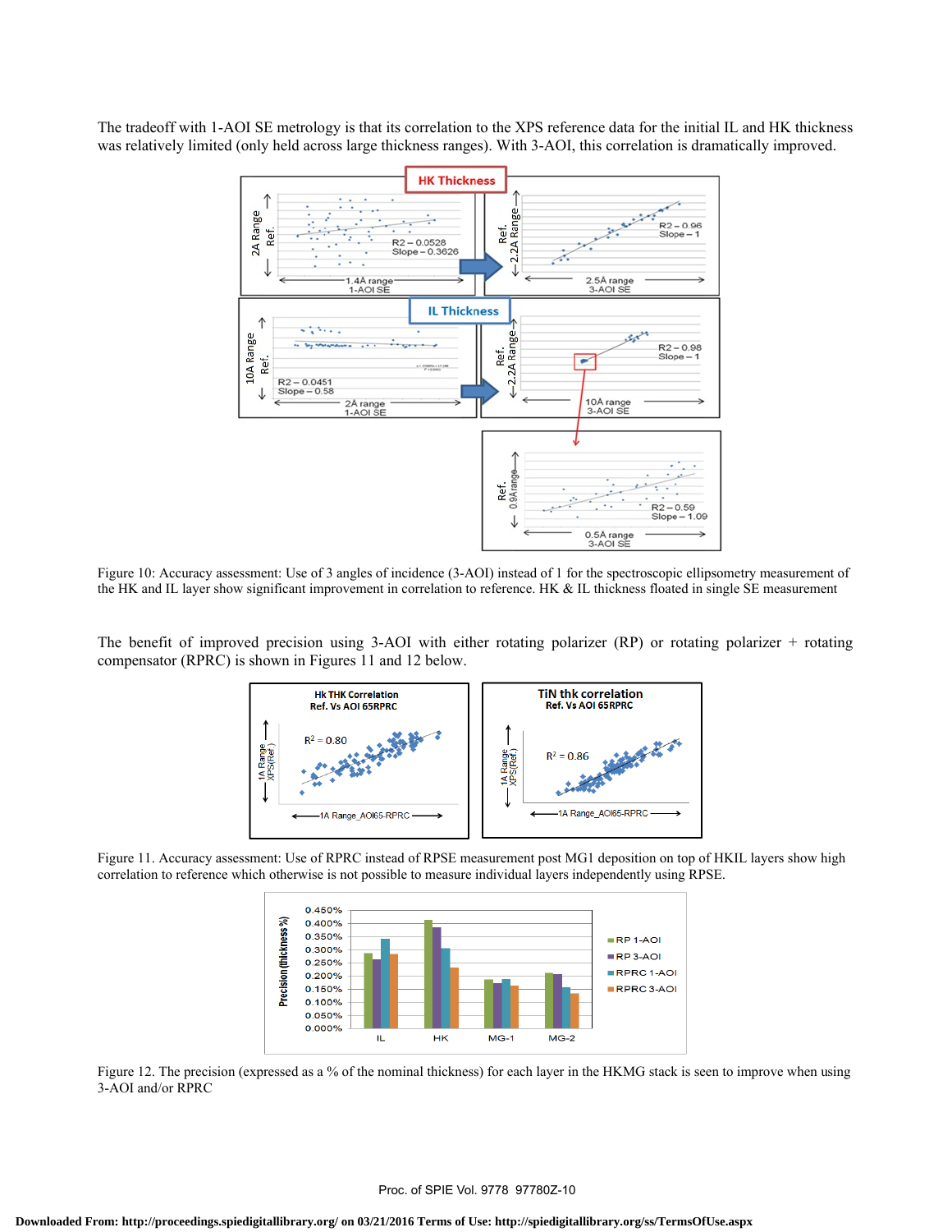The tradeoff with 1-AOI SE metrology is that its correlation to the XPS reference data for the initial IL and HK thickness was relatively limited (only held across large thickness ranges). With 3-AOI, this correlation is dramatically improved.

Figure 10: Accuracy assessment: Use of 3 angles of incidence (3-AOI) instead of 1 for the spectroscopic ellipsometry measurement of the HK and IL layer show significant improvement in correlation to reference. HK & IL thickness floated in single SE measurement

The benefit of improved precision using 3-AOI with either rotating polarizer (RP) or rotating polarizer + rotating compensator (RPRC) is shown in Figures 11 and 12 below.

Figure 11. Accuracy assessment: Use of RPRC instead of RPSE measurement post MG1 deposition on top of HKIL layers show high correlation to reference which otherwise is not possible to measure individual layers independently using RPSE.

Figure 12. The precision (expressed as a % of the nominal thickness) for each layer in the HKMG stack is seen to improve when using 3-AOI and/or RPRC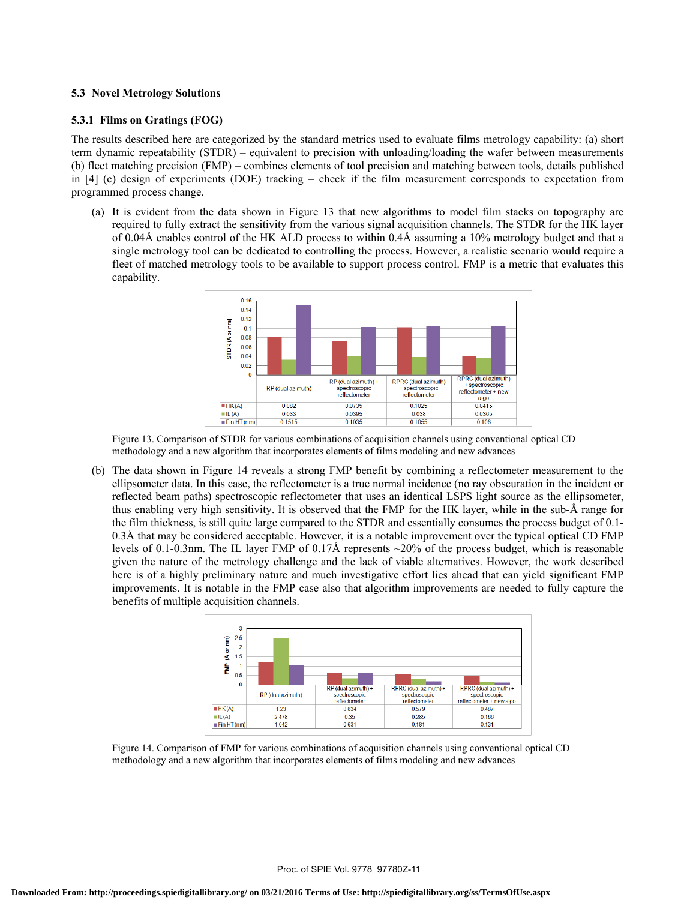### 5.3 Novel Metrology Solutions

#### 5.3.1 Films on Gratings (FOG)

The results described here are categorized by the standard metrics used to evaluate films metrology capability: (a) short term dynamic repeatability (STDR) – equivalent to precision with unloading/loading the wafer between measurements (b) fleet matching precision (FMP) – combines elements of tool precision and matching between tools, details published in [4] (c) design of experiments (DOE) tracking – check if the film measurement corresponds to expectation from programmed process change.

(a) It is evident from the data shown in Figure 13 that new algorithms to model film stacks on topography are required to fully extract the sensitivity from the various signal acquisition channels. The STDR for the HK layer of 0.04Å enables control of the HK ALD process to within 0.4Å assuming a 10% metrology budget and that a single metrology tool can be dedicated to controlling the process. However, a realistic scenario would require a fleet of matched metrology tools to be available to support process control. FMP is a metric that evaluates this capability.

| STDR (A or nm) | RP (dual azimuth) | RP (dual azimuth) + spectroscopic reflectometer | RPRC (dual azimuth) + spectroscopic reflectometer | RPRC (dual azimuth) + spectroscopic reflectometer + new algo |
|---|---|---|---|---|
| HK (A) | 0.082 | 0.0735 | 0.1025 | 0.0415 |
| IL (A) | 0.033 | 0.0395 | 0.038 | 0.0365 |
| Fin HT (nm) | 0.1515 | 0.1035 | 0.1055 | 0.106 |

Figure 13. Comparison of STDR for various combinations of acquisition channels using conventional optical CD methodology and a new algorithm that incorporates elements of films modeling and new advances

(b) The data shown in Figure 14 reveals a strong FMP benefit by combining a reflectometer measurement to the ellipsometer data. In this case, the reflectometer is a true normal incidence (no ray obscuration in the incident or reflected beam paths) spectroscopic reflectometer that uses an identical LSPS light source as the ellipsometer, thus enabling very high sensitivity. It is observed that the FMP for the HK layer, while in the sub-Å range for the film thickness, is still quite large compared to the STDR and essentially consumes the process budget of 0.1-0.3Å that may be considered acceptable. However, it is a notable improvement over the typical optical CD FMP levels of 0.1-0.3nm. The IL layer FMP of 0.17Å represents ~20% of the process budget, which is reasonable given the nature of the metrology challenge and the lack of viable alternatives. However, the work described here is of a highly preliminary nature and much investigative effort lies ahead that can yield significant FMP improvements. It is notable in the FMP case also that algorithm improvements are needed to fully capture the benefits of multiple acquisition channels.

| FMP (A or nm) | RP (dual azimuth) | RP (dual azimuth) + spectroscopic reflectometer | RPRC (dual azimuth) + spectroscopic reflectometer | RPRC (dual azimuth) + spectroscopic reflectometer + new algo |
|---|---|---|---|---|
| HK (A) | 1.23 | 0.634 | 0.579 | 0.487 |
| IL (A) | 2.478 | 0.35 | 0.285 | 0.166 |
| Fin HT (nm) | 1.042 | 0.631 | 0.181 | 0.131 |

Figure 14. Comparison of FMP for various combinations of acquisition channels using conventional optical CD methodology and a new algorithm that incorporates elements of films modeling and new advances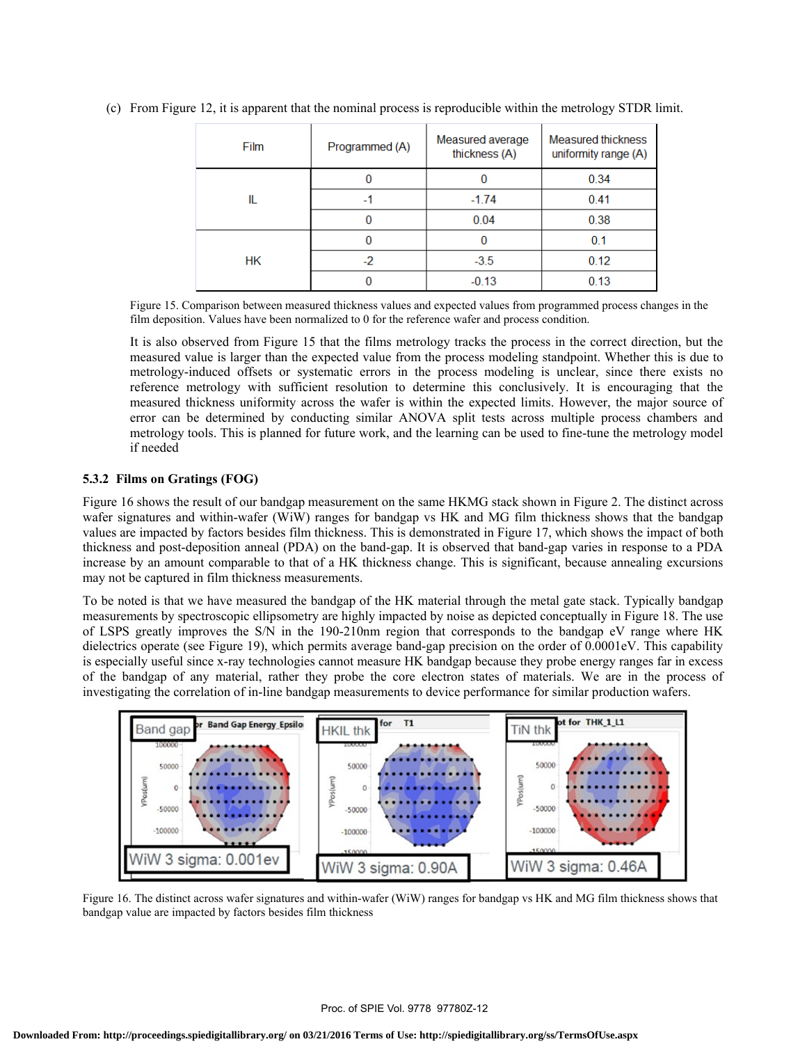(c) From Figure 12, it is apparent that the nominal process is reproducible within the metrology STDR limit.

| Film | Programmed (A) | Measured average thickness (A) | Measured thickness uniformity range (A) |
|---|---|---|---|
| IL | 0 | 0 | 0.34 |
| | -1 | -1.74 | 0.41 |
| | 0 | 0.04 | 0.38 |
| HK | 0 | 0 | 0.1 |
| | -2 | -3.5 | 0.12 |
| | 0 | -0.13 | 0.13 |

Figure 15. Comparison between measured thickness values and expected values from programmed process changes in the film deposition. Values have been normalized to 0 for the reference wafer and process condition.

It is also observed from Figure 15 that the films metrology tracks the process in the correct direction, but the measured value is larger than the expected value from the process modeling standpoint. Whether this is due to metrology-induced offsets or systematic errors in the process modeling is unclear, since there exists no reference metrology with sufficient resolution to determine this conclusively. It is encouraging that the measured thickness uniformity across the wafer is within the expected limits. However, the major source of error can be determined by conducting similar ANOVA split tests across multiple process chambers and metrology tools. This is planned for future work, and the learning can be used to fine-tune the metrology model if needed

### 5.3.2 Films on Gratings (FOG)

Figure 16 shows the result of our bandgap measurement on the same HKMG stack shown in Figure 2. The distinct across wafer signatures and within-wafer (WiW) ranges for bandgap vs HK and MG film thickness shows that the bandgap values are impacted by factors besides film thickness. This is demonstrated in Figure 17, which shows the impact of both thickness and post-deposition anneal (PDA) on the band-gap. It is observed that band-gap varies in response to a PDA increase by an amount comparable to that of a HK thickness change. This is significant, because annealing excursions may not be captured in film thickness measurements.

To be noted is that we have measured the bandgap of the HK material through the metal gate stack. Typically bandgap measurements by spectroscopic ellipsometry are highly impacted by noise as depicted conceptually in Figure 18. The use of LSPS greatly improves the S/N in the 190-210nm region that corresponds to the bandgap eV range where HK dielectrics operate (see Figure 19), which permits average band-gap precision on the order of 0.0001eV. This capability is especially useful since x-ray technologies cannot measure HK bandgap because they probe energy ranges far in excess of the bandgap of any material, rather they probe the core electron states of materials. We are in the process of investigating the correlation of in-line bandgap measurements to device performance for similar production wafers.

Figure 16. The distinct across wafer signatures and within-wafer (WiW) ranges for bandgap vs HK and MG film thickness shows that bandgap value are impacted by factors besides film thickness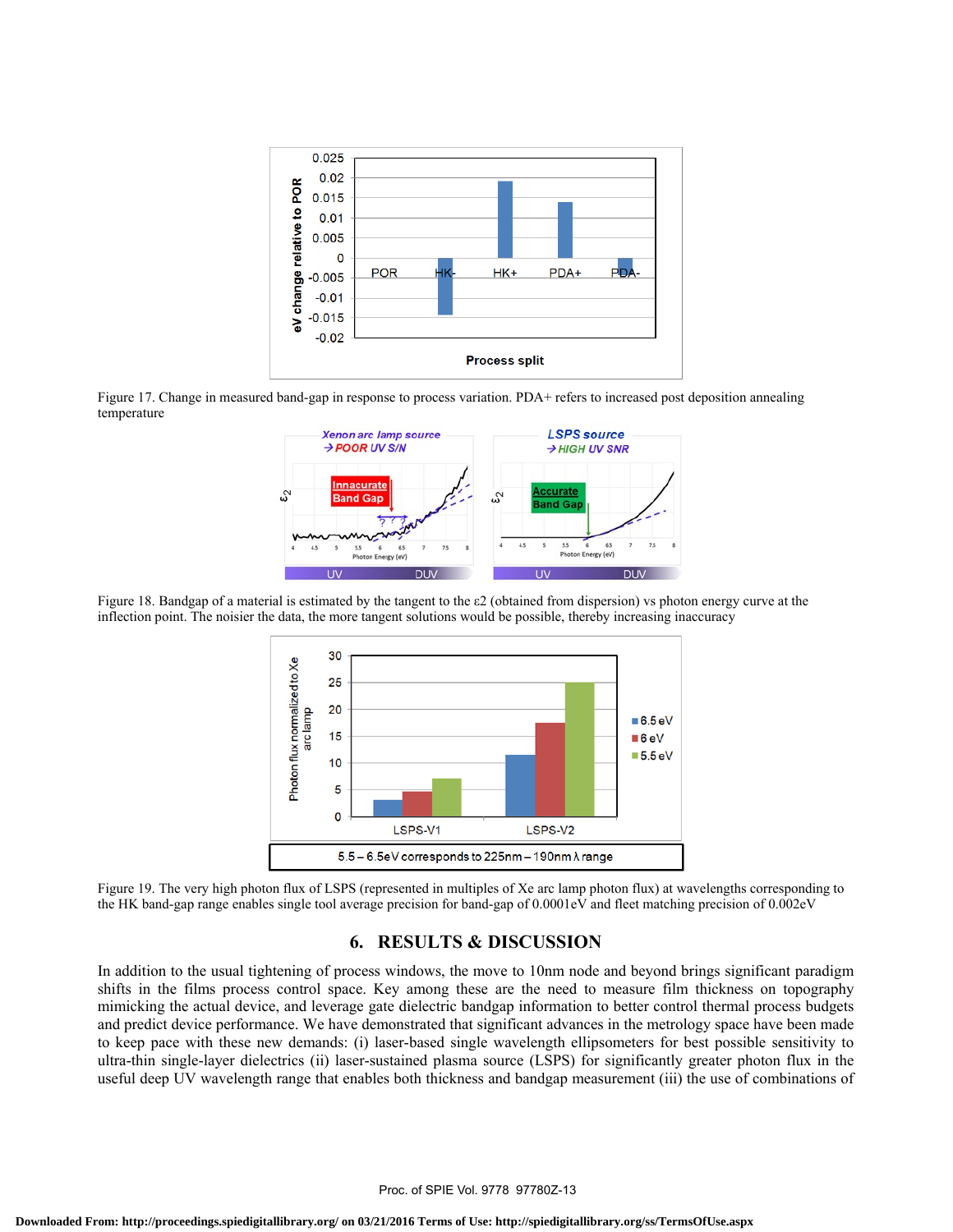Figure 17. Change in measured band-gap in response to process variation. PDA+ refers to increased post deposition annealing temperature

Figure 18. Bandgap of a material is estimated by the tangent to the ε2 (obtained from dispersion) vs photon energy curve at the inflection point. The noisier the data, the more tangent solutions would be possible, thereby increasing inaccuracy

Figure 19. The very high photon flux of LSPS (represented in multiples of Xe arc lamp photon flux) at wavelengths corresponding to the HK band-gap range enables single tool average precision for band-gap of 0.0001eV and fleet matching precision of 0.002eV

## 6. RESULTS & DISCUSSION

In addition to the usual tightening of process windows, the move to 10nm node and beyond brings significant paradigm shifts in the films process control space. Key among these are the need to measure film thickness on topography mimicking the actual device, and leverage gate dielectric bandgap information to better control thermal process budgets and predict device performance. We have demonstrated that significant advances in the metrology space have been made to keep pace with these new demands: (i) laser-based single wavelength ellipsometers for best possible sensitivity to ultra-thin single-layer dielectrics (ii) laser-sustained plasma source (LSPS) for significantly greater photon flux in the useful deep UV wavelength range that enables both thickness and bandgap measurement (iii) the use of combinations of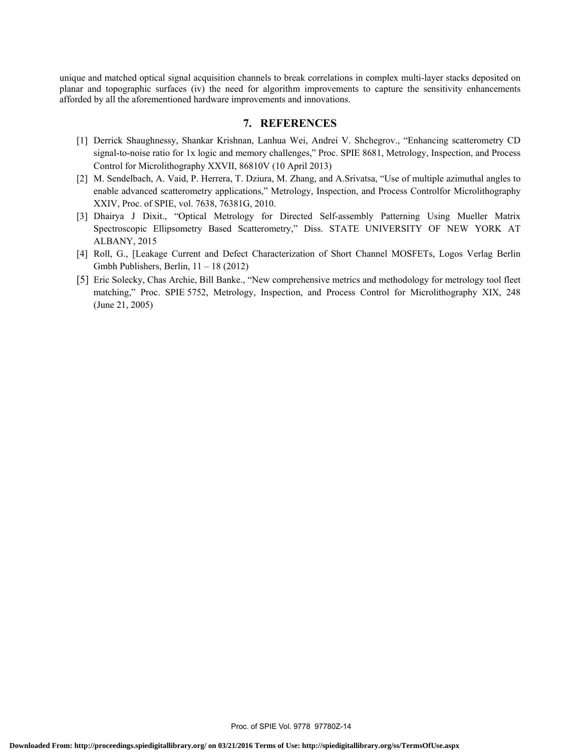unique and matched optical signal acquisition channels to break correlations in complex multi-layer stacks deposited on planar and topographic surfaces (iv) the need for algorithm improvements to capture the sensitivity enhancements afforded by all the aforementioned hardware improvements and innovations.

## 7. REFERENCES

[1] Derrick Shaughnessy, Shankar Krishnan, Lanhua Wei, Andrei V. Shchegrov., "Enhancing scatterometry CD signal-to-noise ratio for 1x logic and memory challenges," Proc. SPIE 8681, Metrology, Inspection, and Process Control for Microlithography XXVII, 86810V (10 April 2013)

[2] M. Sendelbach, A. Vaid, P. Herrera, T. Dziura, M. Zhang, and A.Srivatsa, "Use of multiple azimuthal angles to enable advanced scatterometry applications," Metrology, Inspection, and Process Controlfor Microlithography XXIV, Proc. of SPIE, vol. 7638, 76381G, 2010.

[3] Dhairya J Dixit., "Optical Metrology for Directed Self-assembly Patterning Using Mueller Matrix Spectroscopic Ellipsometry Based Scatterometry," Diss. STATE UNIVERSITY OF NEW YORK AT ALBANY, 2015

[4] Roll, G., [Leakage Current and Defect Characterization of Short Channel MOSFETs, Logos Verlag Berlin Gmbh Publishers, Berlin, 11 – 18 (2012)

[5] Eric Solecky, Chas Archie, Bill Banke., "New comprehensive metrics and methodology for metrology tool fleet matching," Proc. SPIE 5752, Metrology, Inspection, and Process Control for Microlithography XIX, 248 (June 21, 2005)